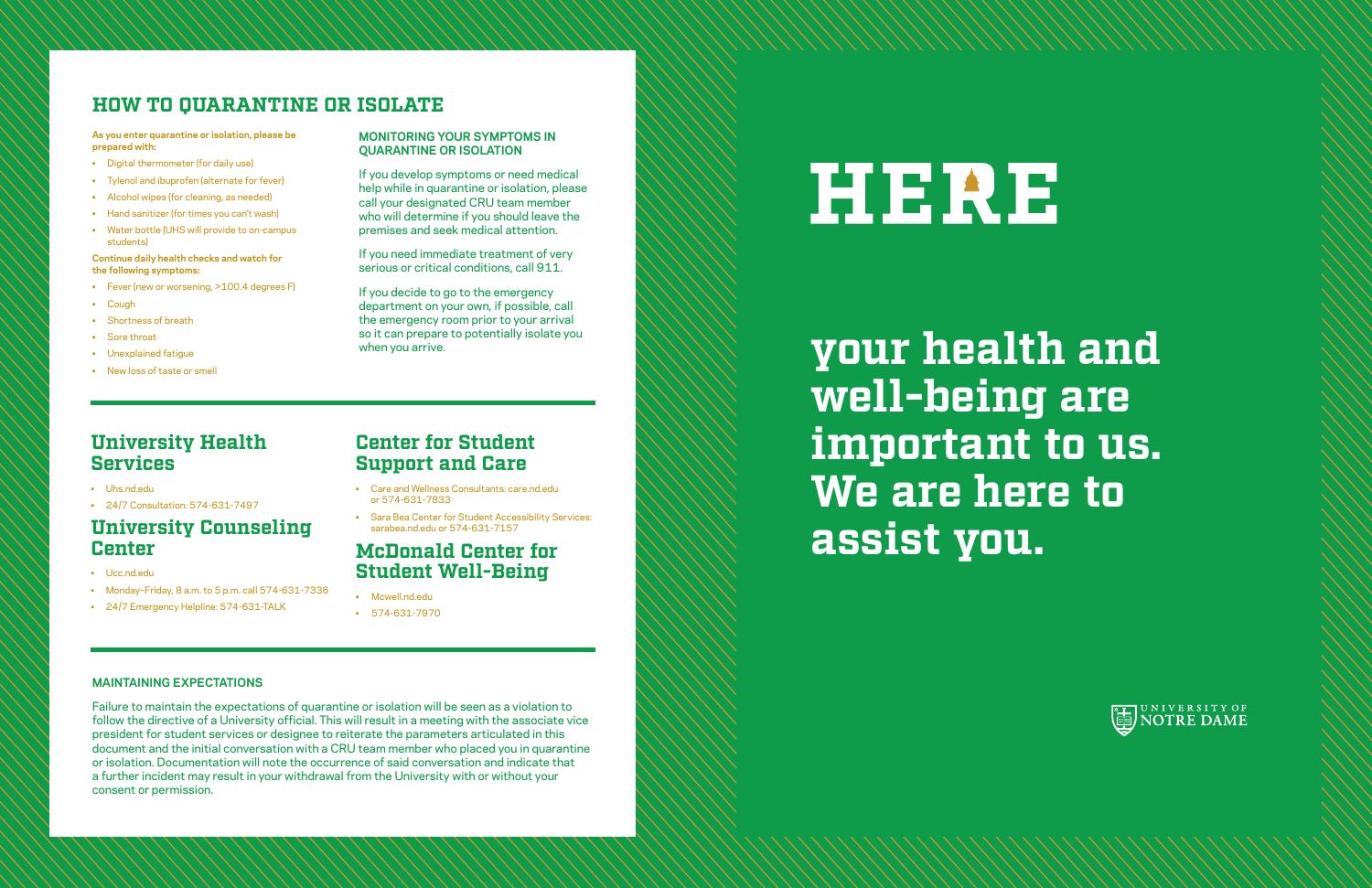## HOW TO QUARANTINE OR ISOLATE

**As you enter quarantine or isolation, please be prepared with:**

- Digital thermometer (for daily use)
- Tylenol and ibuprofen (alternate for fever)
- Alcohol wipes (for cleaning, as needed)
- Hand sanitizer (for times you can't wash)
- Water bottle (UHS will provide to on-campus students)

**Continue daily health checks and watch for the following symptoms:**

- Fever (new or worsening, >100.4 degrees F)
- Cough
- Shortness of breath
- Sore throat
- Unexplained fatigue
- New loss of taste or smell

### MONITORING YOUR SYMPTOMS IN QUARANTINE OR ISOLATION

If you develop symptoms or need medical help while in quarantine or isolation, please call your designated CRU team member who will determine if you should leave the premises and seek medical attention.

If you need immediate treatment of very serious or critical conditions, call 911.

If you decide to go to the emergency department on your own, if possible, call the emergency room prior to your arrival so it can prepare to potentially isolate you when you arrive.

## University Health Services

- Uhs.nd.edu
- 24/7 Consultation: 574-631-7497

## University Counseling Center

- Ucc.nd.edu
- Monday–Friday, 8 a.m. to 5 p.m. call 574-631-7336
- 24/7 Emergency Helpline: 574-631-TALK

## Center for Student Support and Care

- Care and Wellness Consultants: care.nd.edu or 574-631-7833
- Sara Bea Center for Student Accessibility Services: sarabea.nd.edu or 574-631-7157

## McDonald Center for Student Well-Being

- Mcwell.nd.edu
- 574-631-7970

### MAINTAINING EXPECTATIONS

Failure to maintain the expectations of quarantine or isolation will be seen as a violation to follow the directive of a University official. This will result in a meeting with the associate vice president for student services or designee to reiterate the parameters articulated in this document and the initial conversation with a CRU team member who placed you in quarantine or isolation. Documentation will note the occurrence of said conversation and indicate that a further incident may result in your withdrawal from the University with or without your consent or permission.

# HERE

## your health and well-being are important to us. We are here to assist you.

UNIVERSITY OF NOTRE DAME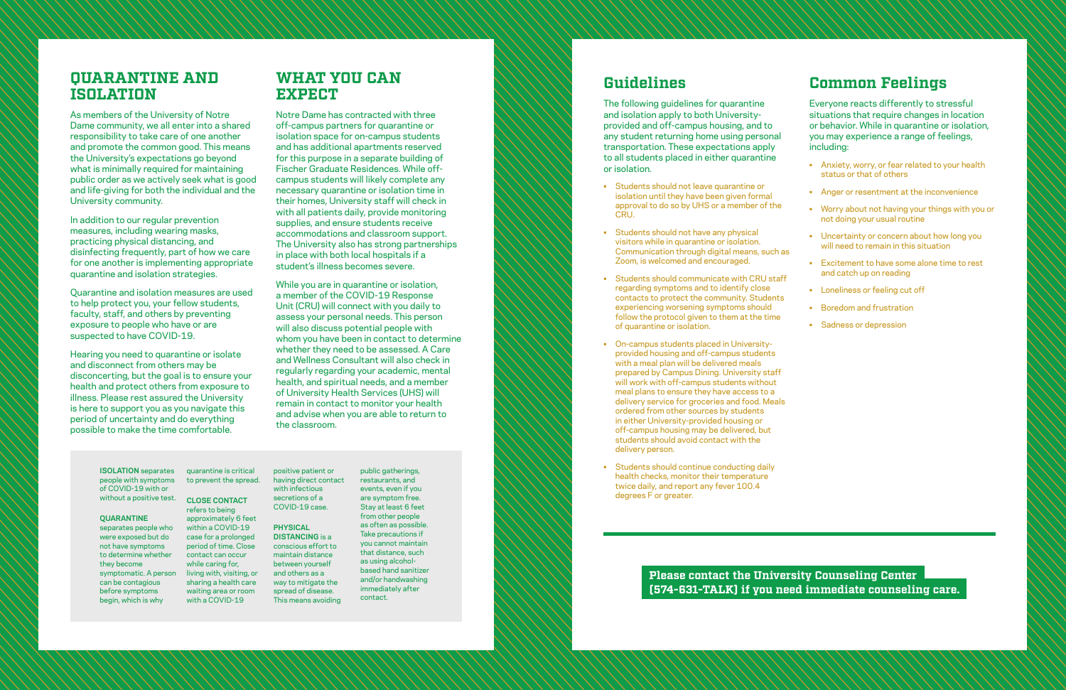## QUARANTINE AND ISOLATION

As members of the University of Notre Dame community, we all enter into a shared responsibility to take care of one another and promote the common good. This means the University's expectations go beyond what is minimally required for maintaining public order as we actively seek what is good and life-giving for both the individual and the University community.

In addition to our regular prevention measures, including wearing masks, practicing physical distancing, and disinfecting frequently, part of how we care for one another is implementing appropriate quarantine and isolation strategies.

Quarantine and isolation measures are used to help protect you, your fellow students, faculty, staff, and others by preventing exposure to people who have or are suspected to have COVID-19.

Hearing you need to quarantine or isolate and disconnect from others may be disconcerting, but the goal is to ensure your health and protect others from exposure to illness. Please rest assured the University is here to support you as you navigate this period of uncertainty and do everything possible to make the time comfortable.

## WHAT YOU CAN EXPECT

Notre Dame has contracted with three off-campus partners for quarantine or isolation space for on-campus students and has additional apartments reserved for this purpose in a separate building of Fischer Graduate Residences. While off-campus students will likely complete any necessary quarantine or isolation time in their homes, University staff will check in with all patients daily, provide monitoring supplies, and ensure students receive accommodations and classroom support. The University also has strong partnerships in place with both local hospitals if a student's illness becomes severe.

While you are in quarantine or isolation, a member of the COVID-19 Response Unit (CRU) will connect with you daily to assess your personal needs. This person will also discuss potential people with whom you have been in contact to determine whether they need to be assessed. A Care and Wellness Consultant will also check in regularly regarding your academic, mental health, and spiritual needs, and a member of University Health Services (UHS) will remain in contact to monitor your health and advise when you are able to return to the classroom.

**ISOLATION** separates people with symptoms of COVID-19 with or without a positive test.

**QUARANTINE** separates people who were exposed but do not have symptoms to determine whether they become symptomatic. A person can be contagious before symptoms begin, which is why quarantine is critical to prevent the spread.

**CLOSE CONTACT** refers to being approximately 6 feet within a COVID-19 case for a prolonged period of time. Close contact can occur while caring for, living with, visiting, or sharing a health care waiting area or room with a COVID-19 positive patient or having direct contact with infectious secretions of a COVID-19 case.

**PHYSICAL DISTANCING** is a conscious effort to maintain distance between yourself and others as a way to mitigate the spread of disease. This means avoiding public gatherings, restaurants, and events, even if you are symptom free. Stay at least 6 feet from other people as often as possible. Take precautions if you cannot maintain that distance, such as using alcohol-based hand sanitizer and/or handwashing immediately after contact.

## Guidelines

The following guidelines for quarantine and isolation apply to both University-provided and off-campus housing, and to any student returning home using personal transportation. These expectations apply to all students placed in either quarantine or isolation.

- Students should not leave quarantine or isolation until they have been given formal approval to do so by UHS or a member of the CRU.
- Students should not have any physical visitors while in quarantine or isolation. Communication through digital means, such as Zoom, is welcomed and encouraged.
- Students should communicate with CRU staff regarding symptoms and to identify close contacts to protect the community. Students experiencing worsening symptoms should follow the protocol given to them at the time of quarantine or isolation.
- On-campus students placed in University-provided housing and off-campus students with a meal plan will be delivered meals prepared by Campus Dining. University staff will work with off-campus students without meal plans to ensure they have access to a delivery service for groceries and food. Meals ordered from other sources by students in either University-provided housing or off-campus housing may be delivered, but students should avoid contact with the delivery person.
- Students should continue conducting daily health checks, monitor their temperature twice daily, and report any fever 100.4 degrees F or greater.

## Common Feelings

Everyone reacts differently to stressful situations that require changes in location or behavior. While in quarantine or isolation, you may experience a range of feelings, including:

- Anxiety, worry, or fear related to your health status or that of others
- Anger or resentment at the inconvenience
- Worry about not having your things with you or not doing your usual routine
- Uncertainty or concern about how long you will need to remain in this situation
- Excitement to have some alone time to rest and catch up on reading
- Loneliness or feeling cut off
- Boredom and frustration
- Sadness or depression

**Please contact the University Counseling Center (574-631-TALK) if you need immediate counseling care.**